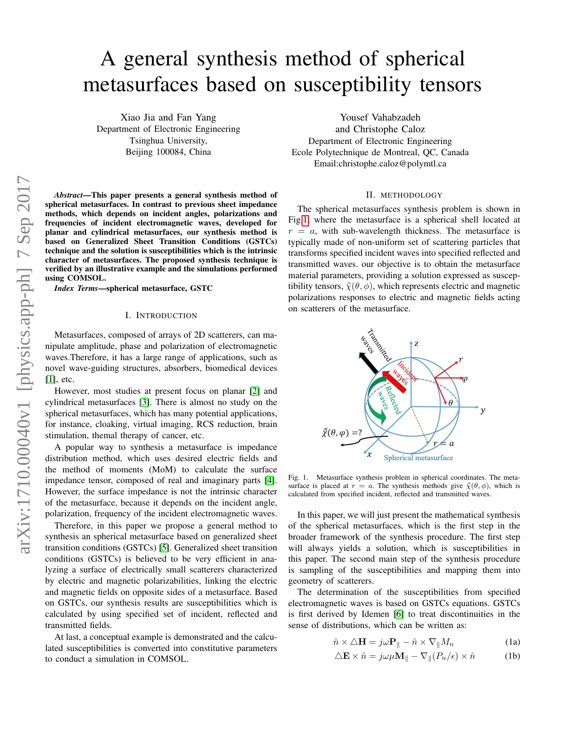# A general synthesis method of spherical metasurfaces based on susceptibility tensors

Xiao Jia and Fan Yang
Department of Electronic Engineering
Tsinghua University,
Beijing 100084, China

Yousef Vahabzadeh
and Christophe Caloz
Department of Electronic Engineering
Ecole Polytechnique de Montreal, QC, Canada
Email:christophe.caloz@polymtl.ca

***Abstract*—This paper presents a general synthesis method of spherical metasurfaces. In contrast to previous sheet impedance methods, which depends on incident angles, polarizations and frequencies of incident electromagnetic waves, developed for planar and cylindrical metasurfaces, our synthesis method is based on Generalized Sheet Transition Conditions (GSTCs) technique and the solution is susceptibilities which is the intrinsic character of metasurfaces. The proposed synthesis technique is verified by an illustrative example and the simulations performed using COMSOL.**

***Index Terms*—spherical metasurface, GSTC**

## I. Introduction

Metasurfaces, composed of arrays of 2D scatterers, can manipulate amplitude, phase and polarization of electromagnetic waves.Therefore, it has a large range of applications, such as novel wave-guiding structures, absorbers, biomedical devices [1], etc.

However, most studies at present focus on planar [2] and cylindrical metasurfaces [3]. There is almost no study on the spherical metasurfaces, which has many potential applications, for instance, cloaking, virtual imaging, RCS reduction, brain stimulation, themal therapy of cancer, etc.

A popular way to synthesis a metasurface is impedance distribution method, which uses desired electric fields and the method of moments (MoM) to calculate the surface impedance tensor, composed of real and imaginary parts [4]. However, the surface impedance is not the intrinsic character of the metasurface, because it depends on the incident angle, polarization, frequency of the incident electromagnetic waves.

Therefore, in this paper we propose a general method to synthesis an spherical metasurface based on generalized sheet transition conditions (GSTCs) [5]. Generalized sheet transition conditions (GSTCs) is believed to be very efficient in analyzing a surface of electrically small scatterers characterized by electric and magnetic polarizabilities, linking the electric and magnetic fields on opposite sides of a metasurface. Based on GSTCs, our synthesis results are susceptibilities which is calculated by using specified set of incident, reflected and transmitted fields.

At last, a conceptual example is demonstrated and the calculated susceptibilities is converted into constitutive parameters to conduct a simulation in COMSOL.

## II. Methodology

The spherical metasurfaces synthesis problem is shown in Fig 1, where the metasurface is a spherical shell located at $r = a$, with sub-wavelength thickness. The metasurface is typically made of non-uniform set of scattering particles that transforms specified incident waves into specified reflected and transmitted waves. our objective is to obtain the metasurface material parameters, providing a solution expressed as susceptibility tensors, $\bar{\bar{\chi}}(\theta, \phi)$, which represents electric and magnetic polarizations responses to electric and magnetic fields acting on scatterers of the metasurface.

Fig. 1. Metasurface synthesis problem in spherical coordinates. The metasurface is placed at $r = a$. The synthesis methods give $\bar{\bar{\chi}}(\theta, \phi)$, which is calculated from specified incident, reflected and transmitted waves.

In this paper, we will just present the mathematical synthesis of the spherical metasurfaces, which is the first step in the broader framework of the synthesis procedure. The first step will always yields a solution, which is susceptibilities in this paper. The second main step of the synthesis procedure is sampling of the susceptibilities and mapping them into geometry of scatterers.

The determination of the susceptibilities from specified electromagnetic waves is based on GSTCs equations. GSTCs is first derived by Idemen [6] to treat discontinuities in the sense of distributions, which can be written as:

$$\hat{n} \times \triangle\mathbf{H} = j\omega\mathbf{P}_{\|} - \hat{n} \times \nabla_{\|} M_n \tag{1a}$$

$$\triangle\mathbf{E} \times \hat{n} = j\omega\mu\mathbf{M}_{\|} - \nabla_{\|}(P_n/\epsilon) \times \hat{n} \tag{1b}$$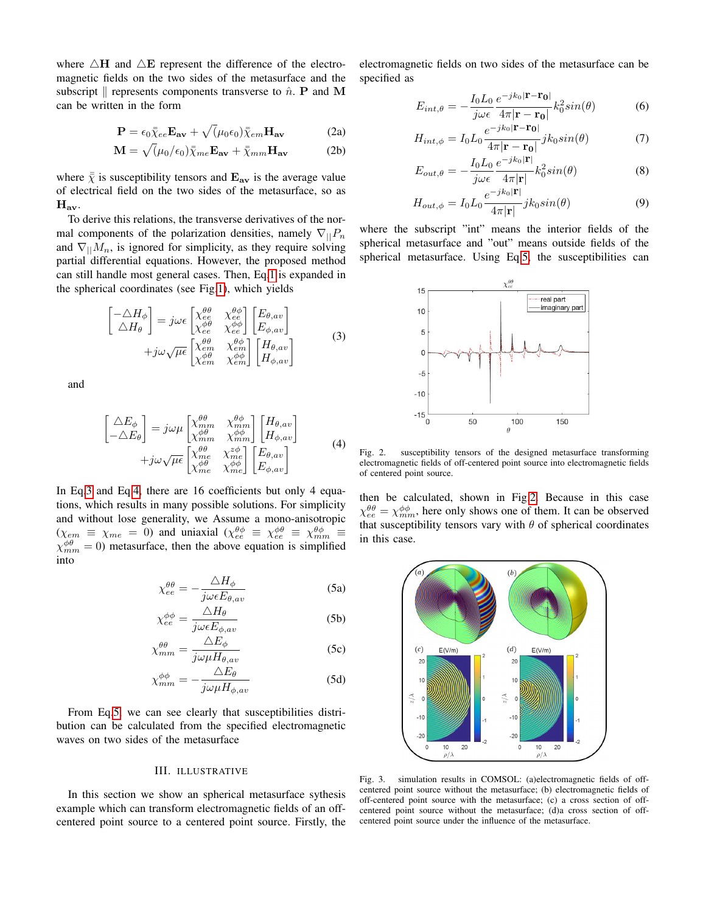where $\triangle\mathbf{H}$ and $\triangle\mathbf{E}$ represent the difference of the electromagnetic fields on the two sides of the metasurface and the subscript $\|$ represents components transverse to $\hat{n}$. $\mathbf{P}$ and $\mathbf{M}$ can be written in the form

$$\mathbf{P} = \epsilon_0 \bar{\bar{\chi}}_{ee}\mathbf{E_{av}} + \sqrt{(\mu_0\epsilon_0)}\bar{\bar{\chi}}_{em}\mathbf{H_{av}} \tag{2a}$$

$$\mathbf{M} = \sqrt{(\mu_0/\epsilon_0)}\bar{\bar{\chi}}_{me}\mathbf{E_{av}} + \bar{\bar{\chi}}_{mm}\mathbf{H_{av}} \tag{2b}$$

where $\bar{\bar{\chi}}$ is susceptibility tensors and $\mathbf{E_{av}}$ is the average value of electrical field on the two sides of the metasurface, so as $\mathbf{H_{av}}$.

To derive this relations, the transverse derivatives of the normal components of the polarization densities, namely $\nabla_{\|}P_n$ and $\nabla_{\|}M_n$, is ignored for simplicity, as they require solving partial differential equations. However, the proposed method can still handle most general cases. Then, Eq.1 is expanded in the spherical coordinates (see Fig.1), which yields

$$\begin{bmatrix} -\triangle H_\phi \\ \triangle H_\theta \end{bmatrix} = j\omega\epsilon \begin{bmatrix} \chi_{ee}^{\theta\theta} & \chi_{ee}^{\theta\phi} \\ \chi_{ee}^{\phi\theta} & \chi_{ee}^{\phi\phi} \end{bmatrix} \begin{bmatrix} E_{\theta,av} \\ E_{\phi,av} \end{bmatrix} + j\omega\sqrt{\mu\epsilon} \begin{bmatrix} \chi_{em}^{\theta\theta} & \chi_{em}^{\theta\phi} \\ \chi_{em}^{\phi\theta} & \chi_{em}^{\phi\phi} \end{bmatrix} \begin{bmatrix} H_{\theta,av} \\ H_{\phi,av} \end{bmatrix} \tag{3}$$

and

$$\begin{bmatrix} \triangle E_\phi \\ -\triangle E_\theta \end{bmatrix} = j\omega\mu \begin{bmatrix} \chi_{mm}^{\theta\theta} & \chi_{mm}^{\theta\phi} \\ \chi_{mm}^{\phi\theta} & \chi_{mm}^{\phi\phi} \end{bmatrix} \begin{bmatrix} H_{\theta,av} \\ H_{\phi,av} \end{bmatrix} + j\omega\sqrt{\mu\epsilon} \begin{bmatrix} \chi_{me}^{\theta\theta} & \chi_{me}^{z\phi} \\ \chi_{me}^{\phi\theta} & \chi_{me}^{\phi\phi} \end{bmatrix} \begin{bmatrix} E_{\theta,av} \\ E_{\phi,av} \end{bmatrix} \tag{4}$$

In Eq.3 and Eq.4, there are 16 coefficients but only 4 equations, which results in many possible solutions. For simplicity and without lose generality, we Assume a mono-anisotropic ($\chi_{em} \equiv \chi_{me} = 0$) and uniaxial ($\chi_{ee}^{\theta\phi} \equiv \chi_{ee}^{\phi\theta} \equiv \chi_{mm}^{\theta\phi} \equiv \chi_{mm}^{\phi\theta} = 0$) metasurface, then the above equation is simplified into

$$\chi_{ee}^{\theta\theta} = -\frac{\triangle H_\phi}{j\omega\epsilon E_{\theta,av}} \tag{5a}$$

$$\chi_{ee}^{\phi\phi} = \frac{\triangle H_\theta}{j\omega\epsilon E_{\phi,av}} \tag{5b}$$

$$\chi_{mm}^{\theta\theta} = \frac{\triangle E_\phi}{j\omega\mu H_{\theta,av}} \tag{5c}$$

$$\chi_{mm}^{\phi\phi} = -\frac{\triangle E_\theta}{j\omega\mu H_{\phi,av}} \tag{5d}$$

From Eq.5, we can see clearly that susceptibilities distribution can be calculated from the specified electromagnetic waves on two sides of the metasurface

## III. ILLUSTRATIVE

In this section we show an spherical metasurface sythesis example which can transform electromagnetic fields of an off-centered point source to a centered point source. Firstly, the electromagnetic fields on two sides of the metasurface can be specified as

$$E_{int,\theta} = -\frac{I_0 L_0}{j\omega\epsilon}\frac{e^{-jk_0|\mathbf{r}-\mathbf{r_0}|}}{4\pi|\mathbf{r}-\mathbf{r_0}|}k_0^2 sin(\theta) \tag{6}$$

$$H_{int,\phi} = I_0 L_0 \frac{e^{-jk_0|\mathbf{r}-\mathbf{r_0}|}}{4\pi|\mathbf{r}-\mathbf{r_0}|}jk_0 sin(\theta) \tag{7}$$

$$E_{out,\theta} = -\frac{I_0 L_0}{j\omega\epsilon}\frac{e^{-jk_0|\mathbf{r}|}}{4\pi|\mathbf{r}|}k_0^2 sin(\theta) \tag{8}$$

$$H_{out,\phi} = I_0 L_0 \frac{e^{-jk_0|\mathbf{r}|}}{4\pi|\mathbf{r}|}jk_0 sin(\theta) \tag{9}$$

where the subscript "int" means the interior fields of the spherical metasurface and "out" means outside fields of the spherical metasurface. Using Eq.5, the susceptibilities can then be calculated, shown in Fig.2. Because in this case $\chi_{ee}^{\theta\theta} = \chi_{mm}^{\phi\phi}$, here only shows one of them. It can be observed that susceptibility tensors vary with $\theta$ of spherical coordinates in this case.

Fig. 2. susceptibility tensors of the designed metasurface transforming electromagnetic fields of off-centered point source into electromagnetic fields of centered point source.

Fig. 3. simulation results in COMSOL: (a)electromagnetic fields of off-centered point source without the metasurface; (b) electromagnetic fields of off-centered point source with the metasurface; (c) a cross section of off-centered point source without the metasurface; (d)a cross section of off-centered point source under the influence of the metasurface.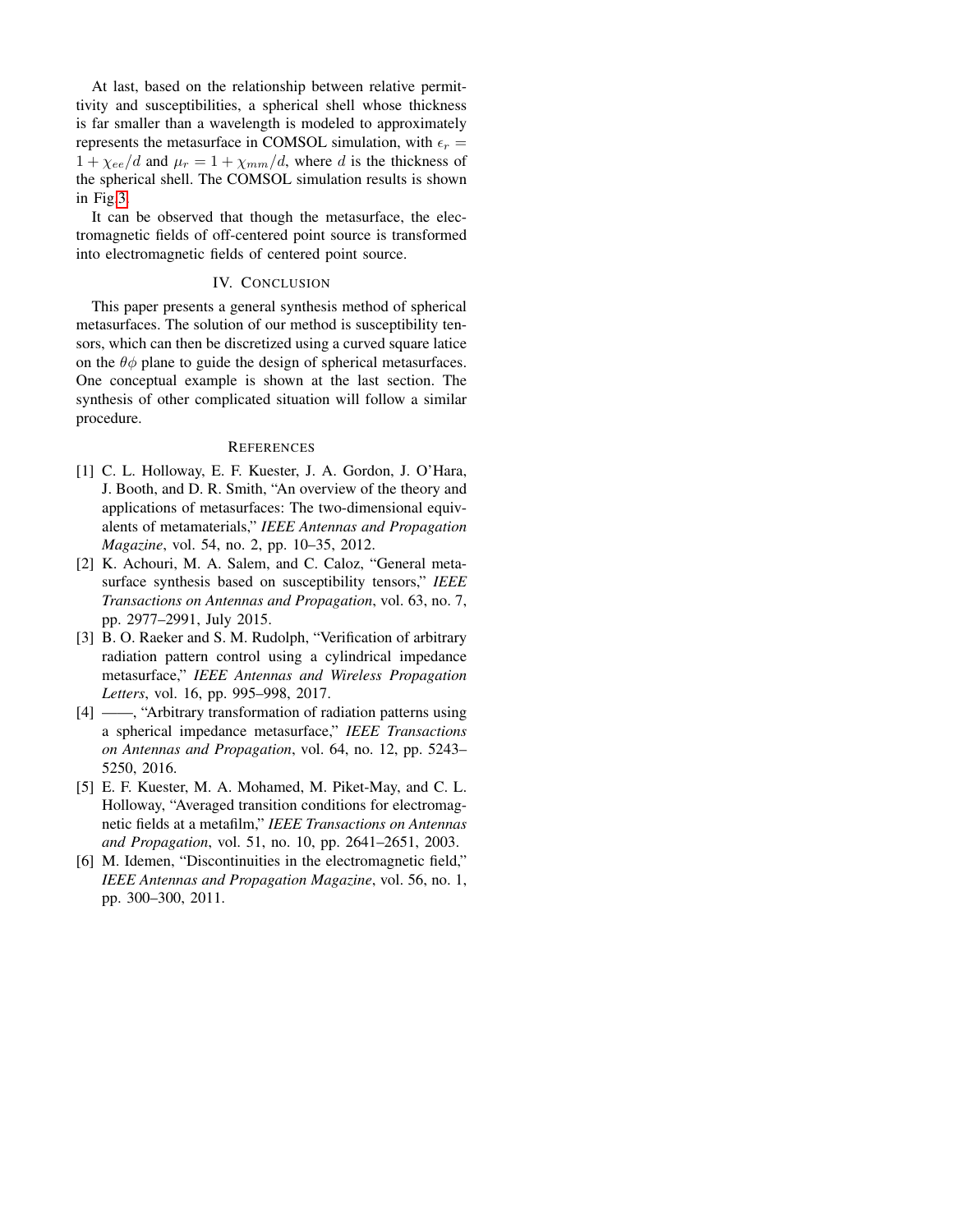At last, based on the relationship between relative permittivity and susceptibilities, a spherical shell whose thickness is far smaller than a wavelength is modeled to approximately represents the metasurface in COMSOL simulation, with $\epsilon_r = 1 + \chi_{ee}/d$ and $\mu_r = 1 + \chi_{mm}/d$, where $d$ is the thickness of the spherical shell. The COMSOL simulation results is shown in Fig.3.

It can be observed that though the metasurface, the electromagnetic fields of off-centered point source is transformed into electromagnetic fields of centered point source.

## IV. Conclusion

This paper presents a general synthesis method of spherical metasurfaces. The solution of our method is susceptibility tensors, which can then be discretized using a curved square latice on the $\theta\phi$ plane to guide the design of spherical metasurfaces. One conceptual example is shown at the last section. The synthesis of other complicated situation will follow a similar procedure.

## References

[1] C. L. Holloway, E. F. Kuester, J. A. Gordon, J. O'Hara, J. Booth, and D. R. Smith, "An overview of the theory and applications of metasurfaces: The two-dimensional equivalents of metamaterials," *IEEE Antennas and Propagation Magazine*, vol. 54, no. 2, pp. 10–35, 2012.

[2] K. Achouri, M. A. Salem, and C. Caloz, "General metasurface synthesis based on susceptibility tensors," *IEEE Transactions on Antennas and Propagation*, vol. 63, no. 7, pp. 2977–2991, July 2015.

[3] B. O. Raeker and S. M. Rudolph, "Verification of arbitrary radiation pattern control using a cylindrical impedance metasurface," *IEEE Antennas and Wireless Propagation Letters*, vol. 16, pp. 995–998, 2017.

[4] ——, "Arbitrary transformation of radiation patterns using a spherical impedance metasurface," *IEEE Transactions on Antennas and Propagation*, vol. 64, no. 12, pp. 5243–5250, 2016.

[5] E. F. Kuester, M. A. Mohamed, M. Piket-May, and C. L. Holloway, "Averaged transition conditions for electromagnetic fields at a metafilm," *IEEE Transactions on Antennas and Propagation*, vol. 51, no. 10, pp. 2641–2651, 2003.

[6] M. Idemen, "Discontinuities in the electromagnetic field," *IEEE Antennas and Propagation Magazine*, vol. 56, no. 1, pp. 300–300, 2011.